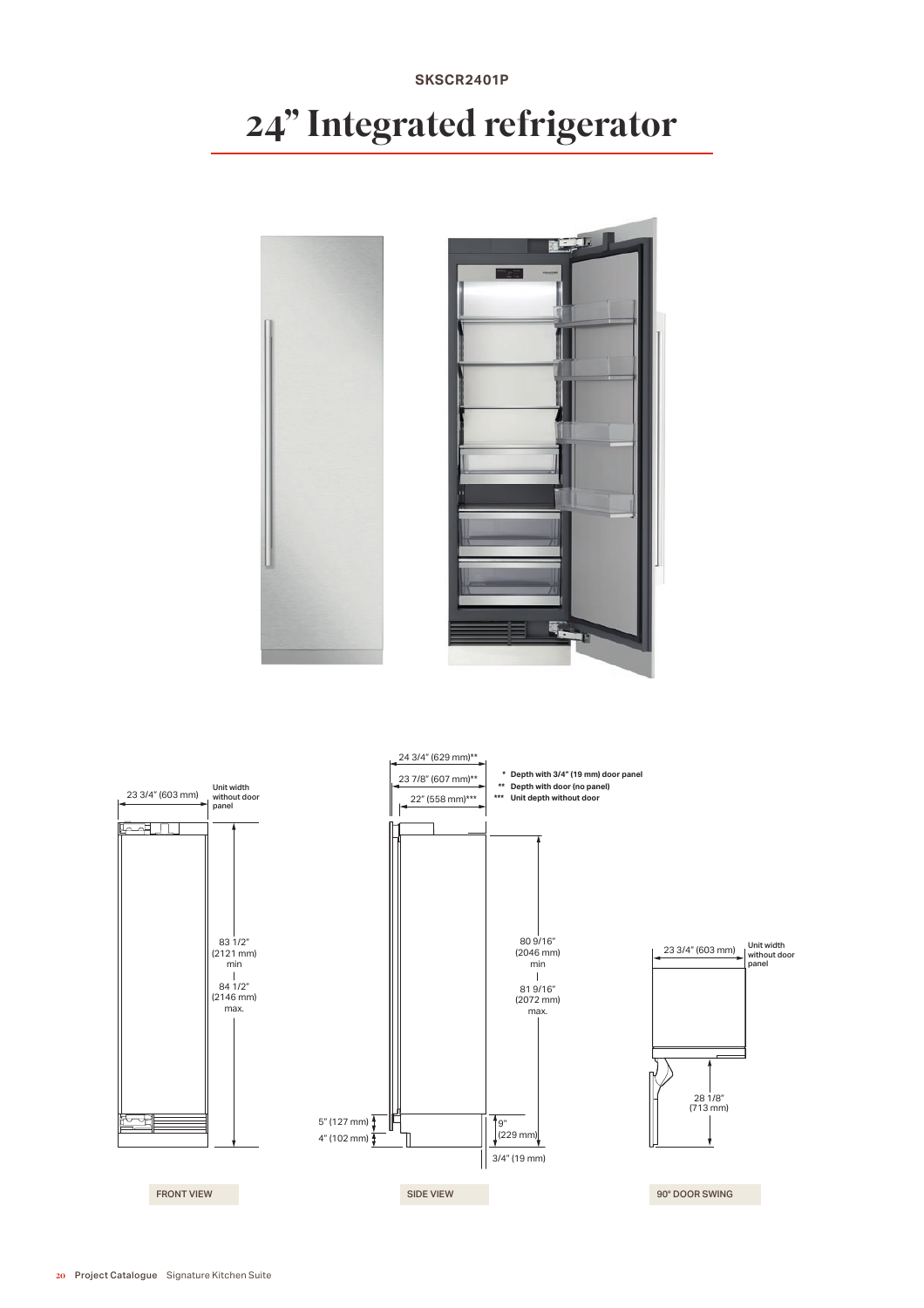SKSCR2401P

# 24" Integrated refrigerator

23 3/4" (603 mm) Unit width without door panel

83 1/2" (2121 mm) min

84 1/2" (2146 mm) max.

FRONT VIEW

24 3/4" (629 mm)**

23 7/8" (607 mm)**

22" (558 mm)***

\* Depth with 3/4" (19 mm) door panel
\*\* Depth with door (no panel)
\*\*\* Unit depth without door

80 9/16" (2046 mm) min

81 9/16" (2072 mm) max.

5" (127 mm)

4" (102 mm)

9" (229 mm)

3/4" (19 mm)

SIDE VIEW

23 3/4" (603 mm) Unit width without door panel

28 1/8" (713 mm)

90° DOOR SWING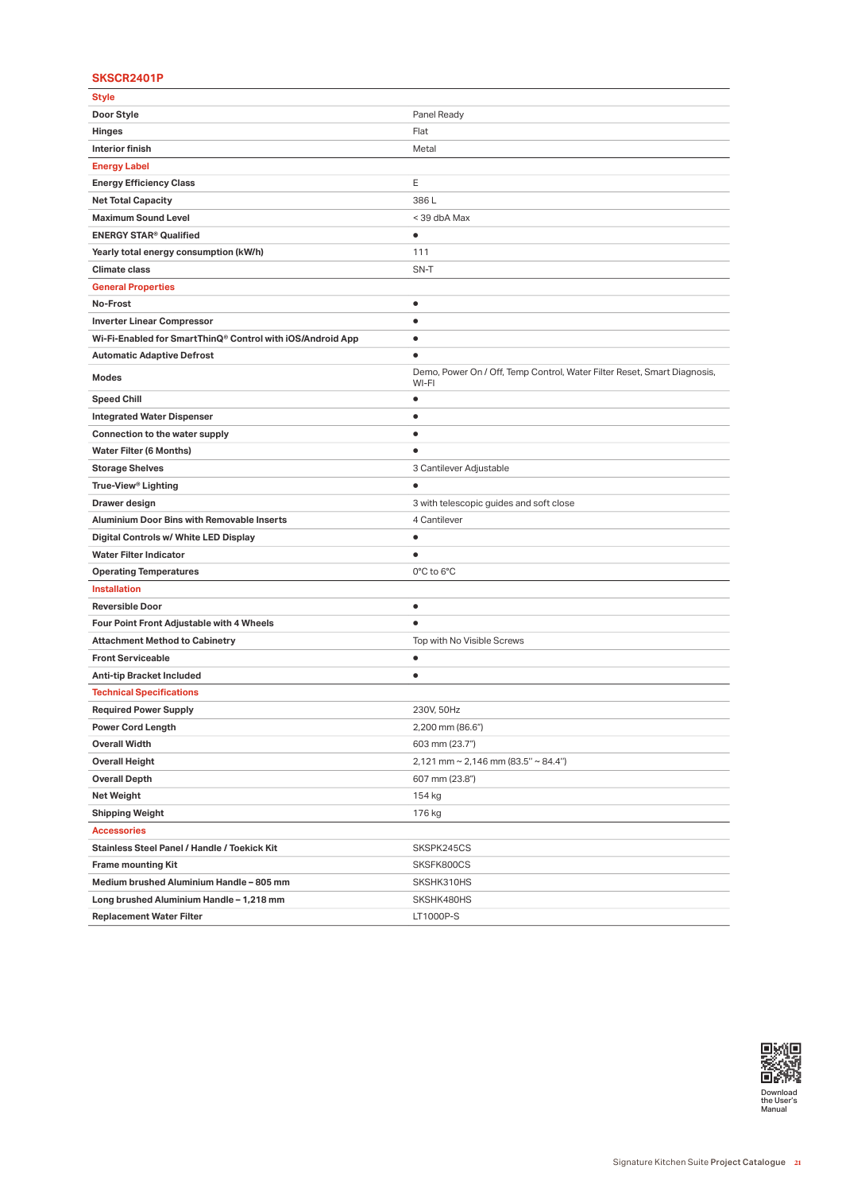## SKSCR2401P

| | |
|---|---|
| **Style** | |
| **Door Style** | Panel Ready |
| **Hinges** | Flat |
| **Interior finish** | Metal |
| **Energy Label** | |
| **Energy Efficiency Class** | E |
| **Net Total Capacity** | 386 L |
| **Maximum Sound Level** | < 39 dbA Max |
| **ENERGY STAR® Qualified** | ● |
| **Yearly total energy consumption (kW/h)** | 111 |
| **Climate class** | SN-T |
| **General Properties** | |
| **No-Frost** | ● |
| **Inverter Linear Compressor** | ● |
| **Wi-Fi-Enabled for SmartThinQ® Control with iOS/Android App** | ● |
| **Automatic Adaptive Defrost** | ● |
| **Modes** | Demo, Power On / Off, Temp Control, Water Filter Reset, Smart Diagnosis, WI-FI |
| **Speed Chill** | ● |
| **Integrated Water Dispenser** | ● |
| **Connection to the water supply** | ● |
| **Water Filter (6 Months)** | ● |
| **Storage Shelves** | 3 Cantilever Adjustable |
| **True-View® Lighting** | ● |
| **Drawer design** | 3 with telescopic guides and soft close |
| **Aluminium Door Bins with Removable Inserts** | 4 Cantilever |
| **Digital Controls w/ White LED Display** | ● |
| **Water Filter Indicator** | ● |
| **Operating Temperatures** | 0°C to 6°C |
| **Installation** | |
| **Reversible Door** | ● |
| **Four Point Front Adjustable with 4 Wheels** | ● |
| **Attachment Method to Cabinetry** | Top with No Visible Screws |
| **Front Serviceable** | ● |
| **Anti-tip Bracket Included** | ● |
| **Technical Specifications** | |
| **Required Power Supply** | 230V, 50Hz |
| **Power Cord Length** | 2,200 mm (86.6") |
| **Overall Width** | 603 mm (23.7") |
| **Overall Height** | 2,121 mm ~ 2,146 mm (83.5" ~ 84.4") |
| **Overall Depth** | 607 mm (23.8") |
| **Net Weight** | 154 kg |
| **Shipping Weight** | 176 kg |
| **Accessories** | |
| **Stainless Steel Panel / Handle / Toekick Kit** | SKSPK245CS |
| **Frame mounting Kit** | SKSFK800CS |
| **Medium brushed Aluminium Handle – 805 mm** | SKSHK310HS |
| **Long brushed Aluminium Handle – 1,218 mm** | SKSHK480HS |
| **Replacement Water Filter** | LT1000P-S |

Download the User's Manual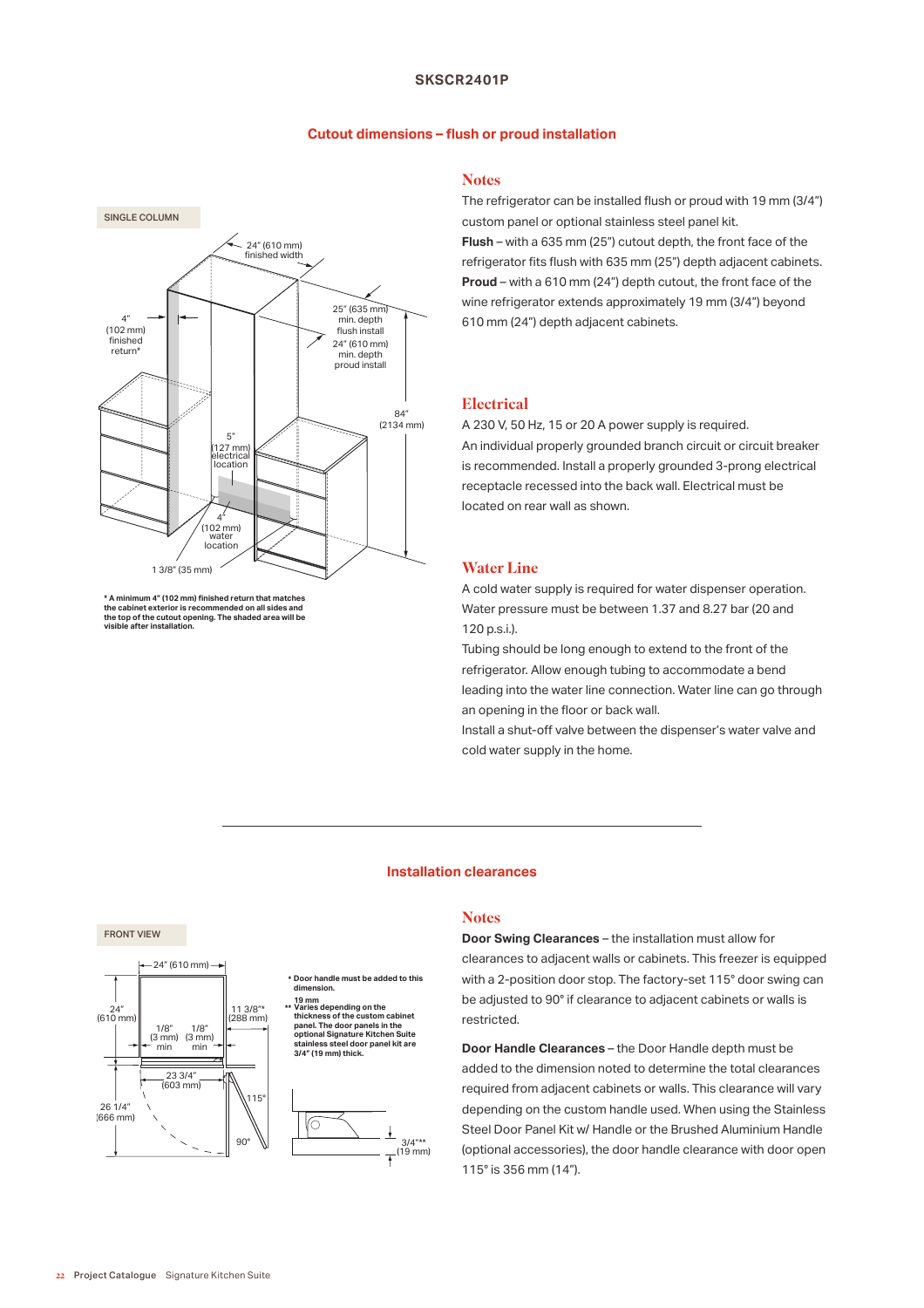## SKSCR2401P

### Cutout dimensions – flush or proud installation

SINGLE COLUMN

24" (610 mm) finished width

4" (102 mm) finished return*

25" (635 mm) min. depth flush install

24" (610 mm) min. depth proud install

84" (2134 mm)

5" (127 mm) electrical location

4" (102 mm) water location

1 3/8" (35 mm)

**\* A minimum 4" (102 mm) finished return that matches the cabinet exterior is recommended on all sides and the top of the cutout opening. The shaded area will be visible after installation.**

### Notes

The refrigerator can be installed flush or proud with 19 mm (3/4") custom panel or optional stainless steel panel kit.

**Flush** – with a 635 mm (25") cutout depth, the front face of the refrigerator fits flush with 635 mm (25") depth adjacent cabinets.

**Proud** – with a 610 mm (24") depth cutout, the front face of the wine refrigerator extends approximately 19 mm (3/4") beyond 610 mm (24") depth adjacent cabinets.

### Electrical

A 230 V, 50 Hz, 15 or 20 A power supply is required.

An individual properly grounded branch circuit or circuit breaker is recommended. Install a properly grounded 3-prong electrical receptacle recessed into the back wall. Electrical must be located on rear wall as shown.

### Water Line

A cold water supply is required for water dispenser operation. Water pressure must be between 1.37 and 8.27 bar (20 and 120 p.s.i.).

Tubing should be long enough to extend to the front of the refrigerator. Allow enough tubing to accommodate a bend leading into the water line connection. Water line can go through an opening in the floor or back wall.

Install a shut-off valve between the dispenser's water valve and cold water supply in the home.

---

### Installation clearances

FRONT VIEW

24" (610 mm)

24" (610 mm)

1/8" (3 mm) min

1/8" (3 mm) min

11 3/8"* (288 mm)

23 3/4" (603 mm)

26 1/4" (666 mm)

115°

90°

3/4"** (19 mm)

**\* Door handle must be added to this dimension.**

**\*\* 19 mm Varies depending on the thickness of the custom cabinet panel. The door panels in the optional Signature Kitchen Suite stainless steel door panel kit are 3/4" (19 mm) thick.**

### Notes

**Door Swing Clearances** – the installation must allow for clearances to adjacent walls or cabinets. This freezer is equipped with a 2-position door stop. The factory-set 115° door swing can be adjusted to 90° if clearance to adjacent cabinets or walls is restricted.

**Door Handle Clearances** – the Door Handle depth must be added to the dimension noted to determine the total clearances required from adjacent cabinets or walls. This clearance will vary depending on the custom handle used. When using the Stainless Steel Door Panel Kit w/ Handle or the Brushed Aluminium Handle (optional accessories), the door handle clearance with door open 115° is 356 mm (14").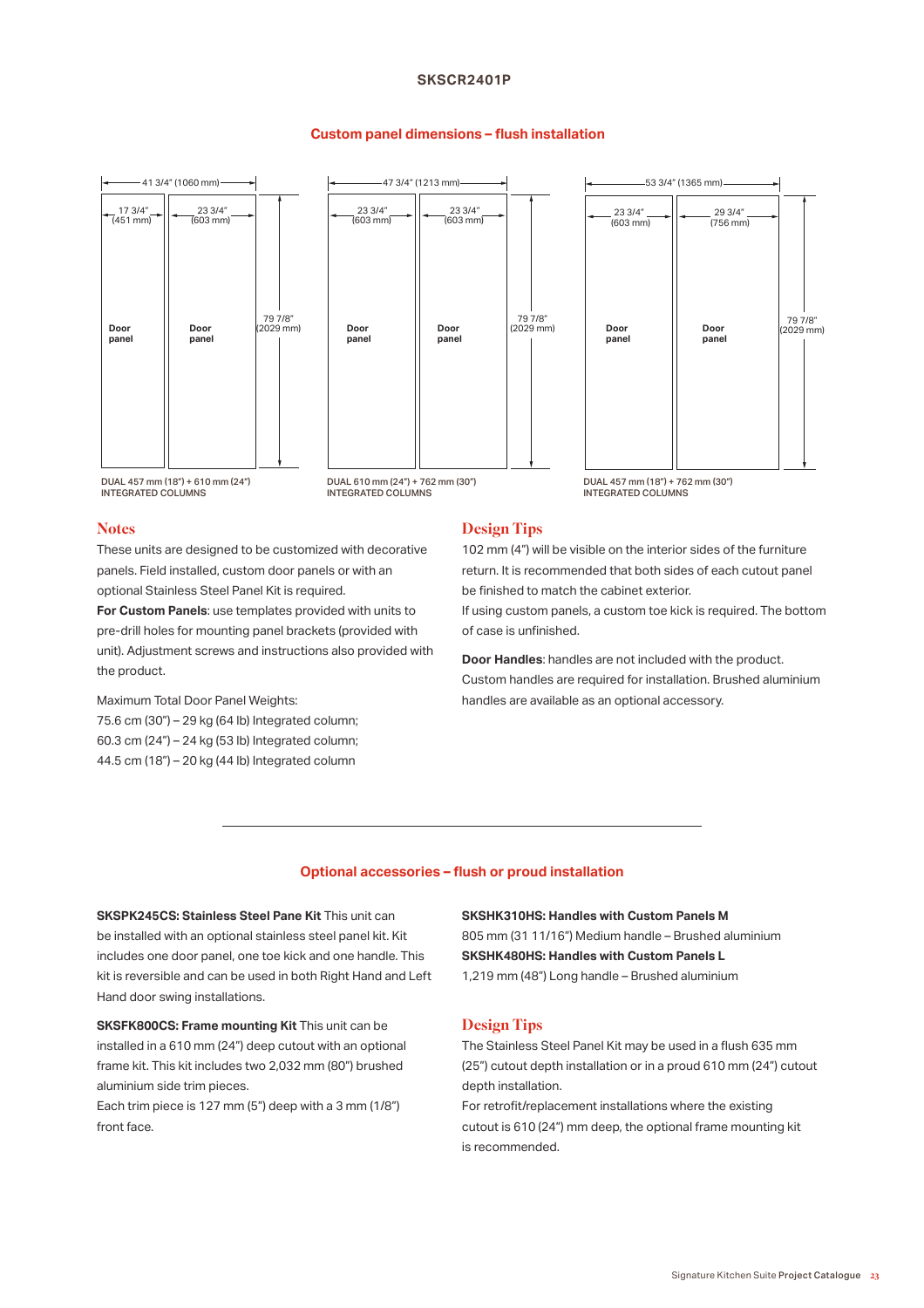# SKSCR2401P

## Custom panel dimensions – flush installation

41 3/4" (1060 mm)
17 3/4" (451 mm)
23 3/4" (603 mm)
Door panel
Door panel
79 7/8" (2029 mm)

DUAL 457 mm (18") + 610 mm (24") INTEGRATED COLUMNS

47 3/4" (1213 mm)
23 3/4" (603 mm)
23 3/4" (603 mm)
Door panel
Door panel
79 7/8" (2029 mm)

DUAL 610 mm (24") + 762 mm (30") INTEGRATED COLUMNS

53 3/4" (1365 mm)
23 3/4" (603 mm)
29 3/4" (756 mm)
Door panel
Door panel
79 7/8" (2029 mm)

DUAL 457 mm (18") + 762 mm (30") INTEGRATED COLUMNS

### Notes

These units are designed to be customized with decorative panels. Field installed, custom door panels or with an optional Stainless Steel Panel Kit is required.

**For Custom Panels**: use templates provided with units to pre-drill holes for mounting panel brackets (provided with unit). Adjustment screws and instructions also provided with the product.

Maximum Total Door Panel Weights:
75.6 cm (30") – 29 kg (64 lb) Integrated column;
60.3 cm (24") – 24 kg (53 lb) Integrated column;
44.5 cm (18") – 20 kg (44 lb) Integrated column

### Design Tips

102 mm (4") will be visible on the interior sides of the furniture return. It is recommended that both sides of each cutout panel be finished to match the cabinet exterior.

If using custom panels, a custom toe kick is required. The bottom of case is unfinished.

**Door Handles**: handles are not included with the product. Custom handles are required for installation. Brushed aluminium handles are available as an optional accessory.

## Optional accessories – flush or proud installation

**SKSPK245CS: Stainless Steel Pane Kit** This unit can be installed with an optional stainless steel panel kit. Kit includes one door panel, one toe kick and one handle. This kit is reversible and can be used in both Right Hand and Left Hand door swing installations.

**SKSFK800CS: Frame mounting Kit** This unit can be installed in a 610 mm (24") deep cutout with an optional frame kit. This kit includes two 2,032 mm (80") brushed aluminium side trim pieces.

Each trim piece is 127 mm (5") deep with a 3 mm (1/8") front face.

**SKSHK310HS: Handles with Custom Panels M**
805 mm (31 11/16") Medium handle – Brushed aluminium

**SKSHK480HS: Handles with Custom Panels L**
1,219 mm (48") Long handle – Brushed aluminium

### Design Tips

The Stainless Steel Panel Kit may be used in a flush 635 mm (25") cutout depth installation or in a proud 610 mm (24") cutout depth installation.

For retrofit/replacement installations where the existing cutout is 610 (24") mm deep, the optional frame mounting kit is recommended.